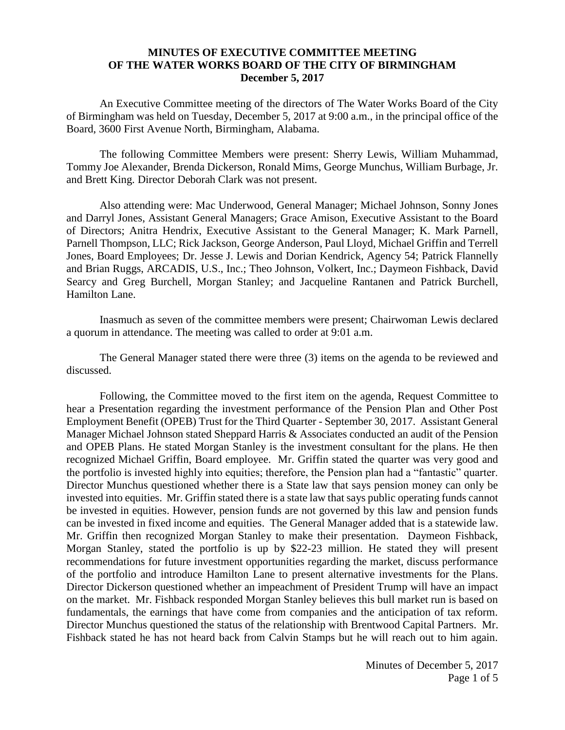**MINUTES OF EXECUTIVE COMMITTEE MEETING**
**OF THE WATER WORKS BOARD OF THE CITY OF BIRMINGHAM**
**December 5, 2017**

An Executive Committee meeting of the directors of The Water Works Board of the City of Birmingham was held on Tuesday, December 5, 2017 at 9:00 a.m., in the principal office of the Board, 3600 First Avenue North, Birmingham, Alabama.

The following Committee Members were present: Sherry Lewis, William Muhammad, Tommy Joe Alexander, Brenda Dickerson, Ronald Mims, George Munchus, William Burbage, Jr. and Brett King. Director Deborah Clark was not present.

Also attending were: Mac Underwood, General Manager; Michael Johnson, Sonny Jones and Darryl Jones, Assistant General Managers; Grace Amison, Executive Assistant to the Board of Directors; Anitra Hendrix, Executive Assistant to the General Manager; K. Mark Parnell, Parnell Thompson, LLC; Rick Jackson, George Anderson, Paul Lloyd, Michael Griffin and Terrell Jones, Board Employees; Dr. Jesse J. Lewis and Dorian Kendrick, Agency 54; Patrick Flannelly and Brian Ruggs, ARCADIS, U.S., Inc.; Theo Johnson, Volkert, Inc.; Daymeon Fishback, David Searcy and Greg Burchell, Morgan Stanley; and Jacqueline Rantanen and Patrick Burchell, Hamilton Lane.

Inasmuch as seven of the committee members were present; Chairwoman Lewis declared a quorum in attendance. The meeting was called to order at 9:01 a.m.

The General Manager stated there were three (3) items on the agenda to be reviewed and discussed.

Following, the Committee moved to the first item on the agenda, Request Committee to hear a Presentation regarding the investment performance of the Pension Plan and Other Post Employment Benefit (OPEB) Trust for the Third Quarter - September 30, 2017. Assistant General Manager Michael Johnson stated Sheppard Harris & Associates conducted an audit of the Pension and OPEB Plans. He stated Morgan Stanley is the investment consultant for the plans. He then recognized Michael Griffin, Board employee. Mr. Griffin stated the quarter was very good and the portfolio is invested highly into equities; therefore, the Pension plan had a "fantastic" quarter. Director Munchus questioned whether there is a State law that says pension money can only be invested into equities. Mr. Griffin stated there is a state law that says public operating funds cannot be invested in equities. However, pension funds are not governed by this law and pension funds can be invested in fixed income and equities. The General Manager added that is a statewide law. Mr. Griffin then recognized Morgan Stanley to make their presentation. Daymeon Fishback, Morgan Stanley, stated the portfolio is up by $22-23 million. He stated they will present recommendations for future investment opportunities regarding the market, discuss performance of the portfolio and introduce Hamilton Lane to present alternative investments for the Plans. Director Dickerson questioned whether an impeachment of President Trump will have an impact on the market. Mr. Fishback responded Morgan Stanley believes this bull market run is based on fundamentals, the earnings that have come from companies and the anticipation of tax reform. Director Munchus questioned the status of the relationship with Brentwood Capital Partners. Mr. Fishback stated he has not heard back from Calvin Stamps but he will reach out to him again.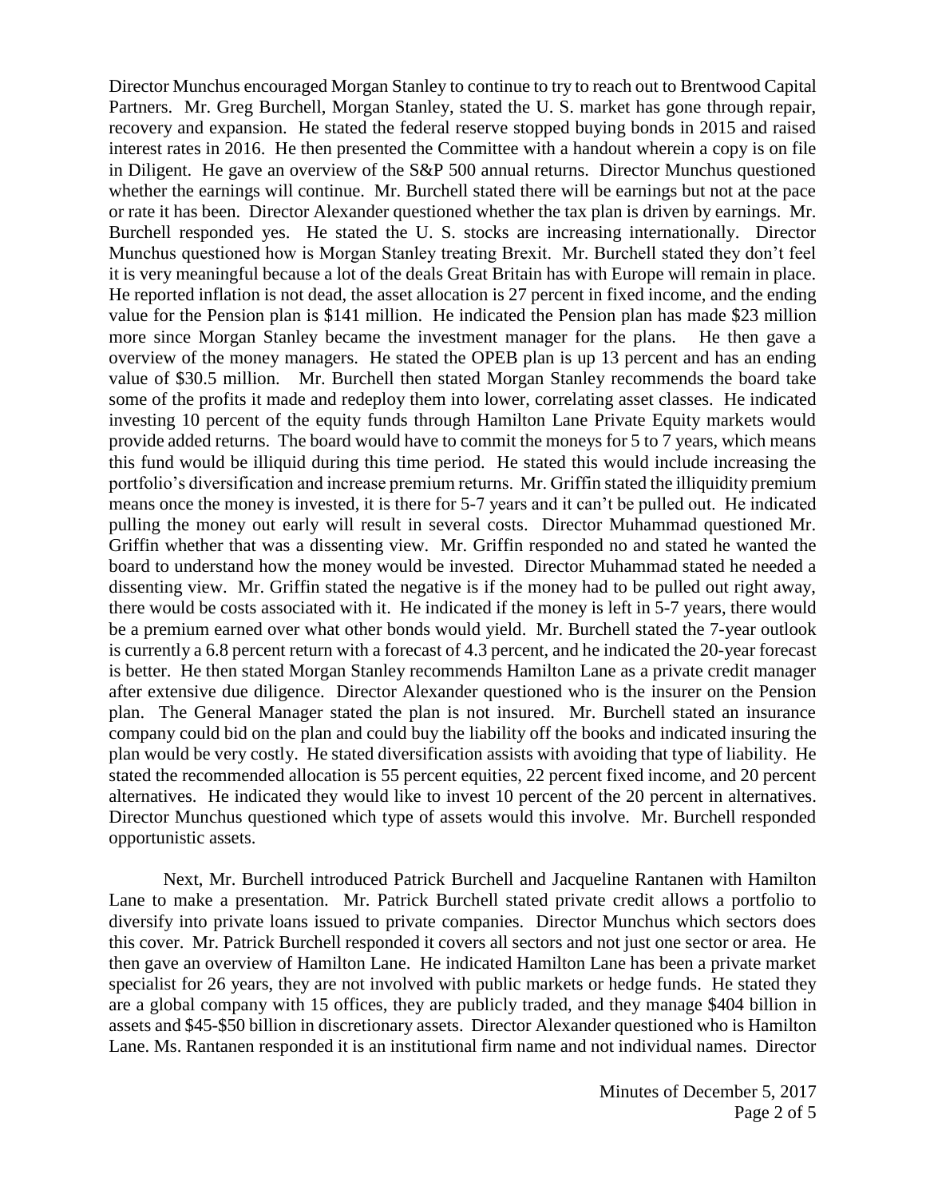Director Munchus encouraged Morgan Stanley to continue to try to reach out to Brentwood Capital Partners. Mr. Greg Burchell, Morgan Stanley, stated the U. S. market has gone through repair, recovery and expansion. He stated the federal reserve stopped buying bonds in 2015 and raised interest rates in 2016. He then presented the Committee with a handout wherein a copy is on file in Diligent. He gave an overview of the S&P 500 annual returns. Director Munchus questioned whether the earnings will continue. Mr. Burchell stated there will be earnings but not at the pace or rate it has been. Director Alexander questioned whether the tax plan is driven by earnings. Mr. Burchell responded yes. He stated the U. S. stocks are increasing internationally. Director Munchus questioned how is Morgan Stanley treating Brexit. Mr. Burchell stated they don't feel it is very meaningful because a lot of the deals Great Britain has with Europe will remain in place. He reported inflation is not dead, the asset allocation is 27 percent in fixed income, and the ending value for the Pension plan is $141 million. He indicated the Pension plan has made $23 million more since Morgan Stanley became the investment manager for the plans. He then gave a overview of the money managers. He stated the OPEB plan is up 13 percent and has an ending value of $30.5 million. Mr. Burchell then stated Morgan Stanley recommends the board take some of the profits it made and redeploy them into lower, correlating asset classes. He indicated investing 10 percent of the equity funds through Hamilton Lane Private Equity markets would provide added returns. The board would have to commit the moneys for 5 to 7 years, which means this fund would be illiquid during this time period. He stated this would include increasing the portfolio's diversification and increase premium returns. Mr. Griffin stated the illiquidity premium means once the money is invested, it is there for 5-7 years and it can't be pulled out. He indicated pulling the money out early will result in several costs. Director Muhammad questioned Mr. Griffin whether that was a dissenting view. Mr. Griffin responded no and stated he wanted the board to understand how the money would be invested. Director Muhammad stated he needed a dissenting view. Mr. Griffin stated the negative is if the money had to be pulled out right away, there would be costs associated with it. He indicated if the money is left in 5-7 years, there would be a premium earned over what other bonds would yield. Mr. Burchell stated the 7-year outlook is currently a 6.8 percent return with a forecast of 4.3 percent, and he indicated the 20-year forecast is better. He then stated Morgan Stanley recommends Hamilton Lane as a private credit manager after extensive due diligence. Director Alexander questioned who is the insurer on the Pension plan. The General Manager stated the plan is not insured. Mr. Burchell stated an insurance company could bid on the plan and could buy the liability off the books and indicated insuring the plan would be very costly. He stated diversification assists with avoiding that type of liability. He stated the recommended allocation is 55 percent equities, 22 percent fixed income, and 20 percent alternatives. He indicated they would like to invest 10 percent of the 20 percent in alternatives. Director Munchus questioned which type of assets would this involve. Mr. Burchell responded opportunistic assets.

Next, Mr. Burchell introduced Patrick Burchell and Jacqueline Rantanen with Hamilton Lane to make a presentation. Mr. Patrick Burchell stated private credit allows a portfolio to diversify into private loans issued to private companies. Director Munchus which sectors does this cover. Mr. Patrick Burchell responded it covers all sectors and not just one sector or area. He then gave an overview of Hamilton Lane. He indicated Hamilton Lane has been a private market specialist for 26 years, they are not involved with public markets or hedge funds. He stated they are a global company with 15 offices, they are publicly traded, and they manage $404 billion in assets and $45-$50 billion in discretionary assets. Director Alexander questioned who is Hamilton Lane. Ms. Rantanen responded it is an institutional firm name and not individual names. Director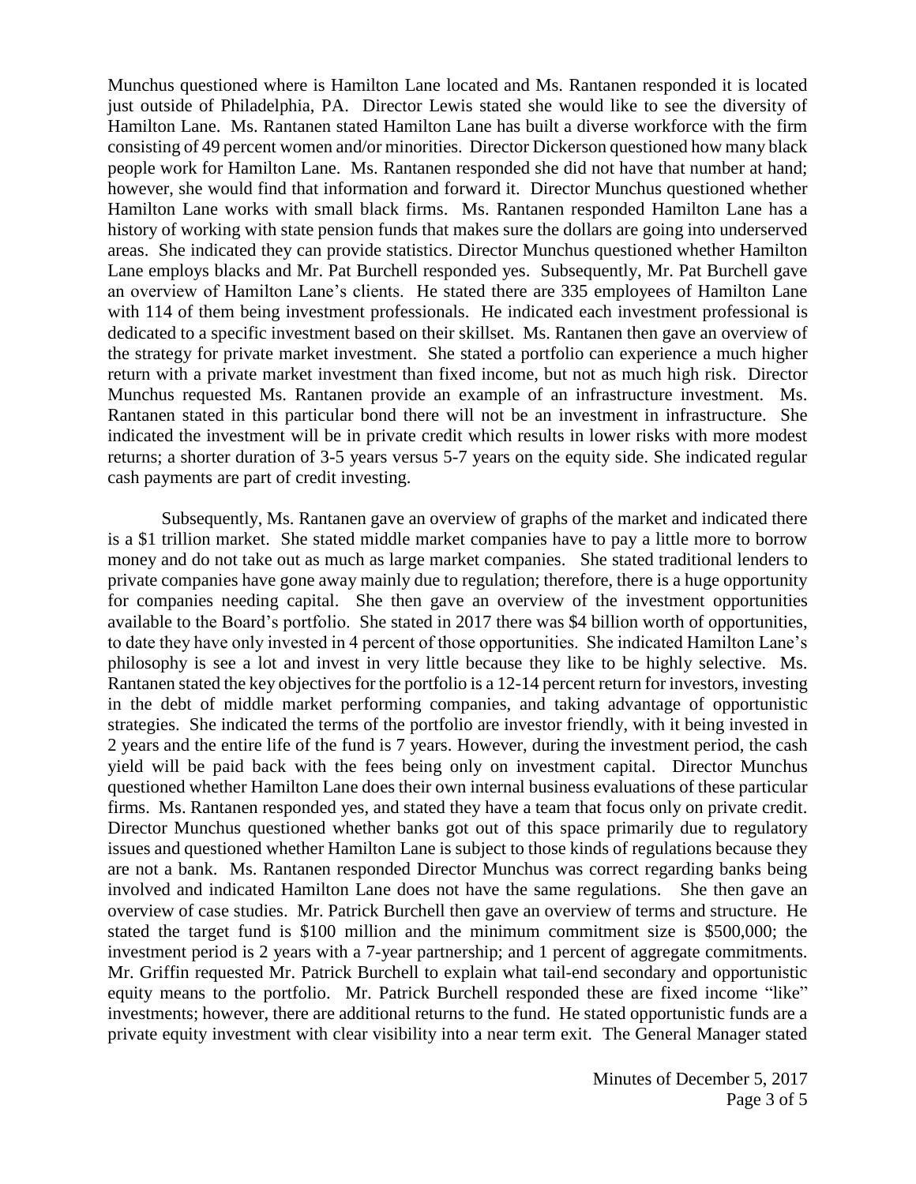Munchus questioned where is Hamilton Lane located and Ms. Rantanen responded it is located just outside of Philadelphia, PA. Director Lewis stated she would like to see the diversity of Hamilton Lane. Ms. Rantanen stated Hamilton Lane has built a diverse workforce with the firm consisting of 49 percent women and/or minorities. Director Dickerson questioned how many black people work for Hamilton Lane. Ms. Rantanen responded she did not have that number at hand; however, she would find that information and forward it. Director Munchus questioned whether Hamilton Lane works with small black firms. Ms. Rantanen responded Hamilton Lane has a history of working with state pension funds that makes sure the dollars are going into underserved areas. She indicated they can provide statistics. Director Munchus questioned whether Hamilton Lane employs blacks and Mr. Pat Burchell responded yes. Subsequently, Mr. Pat Burchell gave an overview of Hamilton Lane's clients. He stated there are 335 employees of Hamilton Lane with 114 of them being investment professionals. He indicated each investment professional is dedicated to a specific investment based on their skillset. Ms. Rantanen then gave an overview of the strategy for private market investment. She stated a portfolio can experience a much higher return with a private market investment than fixed income, but not as much high risk. Director Munchus requested Ms. Rantanen provide an example of an infrastructure investment. Ms. Rantanen stated in this particular bond there will not be an investment in infrastructure. She indicated the investment will be in private credit which results in lower risks with more modest returns; a shorter duration of 3-5 years versus 5-7 years on the equity side. She indicated regular cash payments are part of credit investing.

Subsequently, Ms. Rantanen gave an overview of graphs of the market and indicated there is a $1 trillion market. She stated middle market companies have to pay a little more to borrow money and do not take out as much as large market companies. She stated traditional lenders to private companies have gone away mainly due to regulation; therefore, there is a huge opportunity for companies needing capital. She then gave an overview of the investment opportunities available to the Board's portfolio. She stated in 2017 there was $4 billion worth of opportunities, to date they have only invested in 4 percent of those opportunities. She indicated Hamilton Lane's philosophy is see a lot and invest in very little because they like to be highly selective. Ms. Rantanen stated the key objectives for the portfolio is a 12-14 percent return for investors, investing in the debt of middle market performing companies, and taking advantage of opportunistic strategies. She indicated the terms of the portfolio are investor friendly, with it being invested in 2 years and the entire life of the fund is 7 years. However, during the investment period, the cash yield will be paid back with the fees being only on investment capital. Director Munchus questioned whether Hamilton Lane does their own internal business evaluations of these particular firms. Ms. Rantanen responded yes, and stated they have a team that focus only on private credit. Director Munchus questioned whether banks got out of this space primarily due to regulatory issues and questioned whether Hamilton Lane is subject to those kinds of regulations because they are not a bank. Ms. Rantanen responded Director Munchus was correct regarding banks being involved and indicated Hamilton Lane does not have the same regulations. She then gave an overview of case studies. Mr. Patrick Burchell then gave an overview of terms and structure. He stated the target fund is $100 million and the minimum commitment size is $500,000; the investment period is 2 years with a 7-year partnership; and 1 percent of aggregate commitments. Mr. Griffin requested Mr. Patrick Burchell to explain what tail-end secondary and opportunistic equity means to the portfolio. Mr. Patrick Burchell responded these are fixed income "like" investments; however, there are additional returns to the fund. He stated opportunistic funds are a private equity investment with clear visibility into a near term exit. The General Manager stated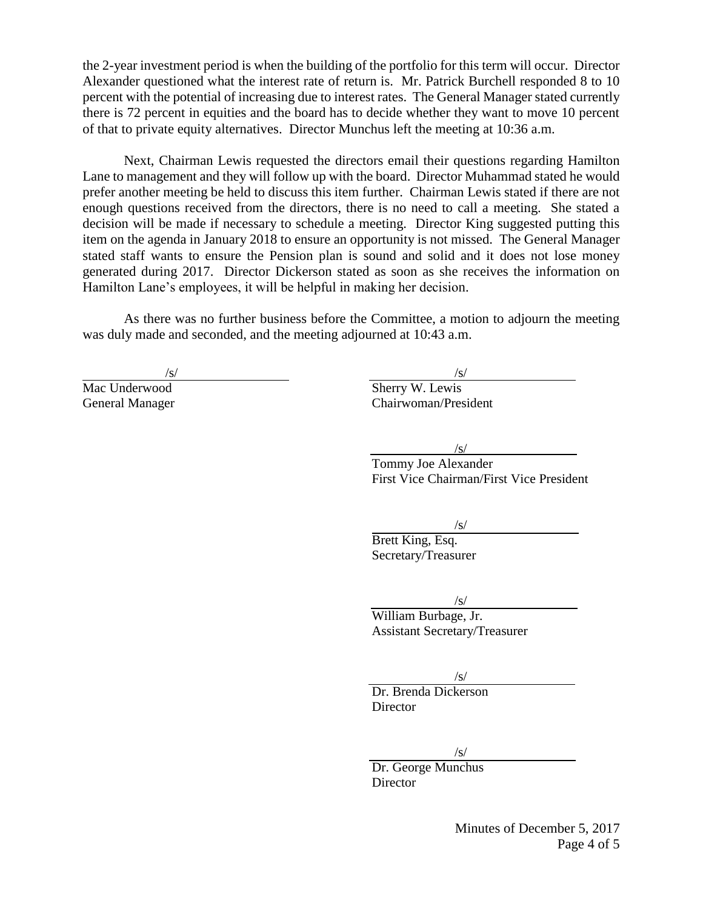the 2-year investment period is when the building of the portfolio for this term will occur. Director Alexander questioned what the interest rate of return is. Mr. Patrick Burchell responded 8 to 10 percent with the potential of increasing due to interest rates. The General Manager stated currently there is 72 percent in equities and the board has to decide whether they want to move 10 percent of that to private equity alternatives. Director Munchus left the meeting at 10:36 a.m.

Next, Chairman Lewis requested the directors email their questions regarding Hamilton Lane to management and they will follow up with the board. Director Muhammad stated he would prefer another meeting be held to discuss this item further. Chairman Lewis stated if there are not enough questions received from the directors, there is no need to call a meeting. She stated a decision will be made if necessary to schedule a meeting. Director King suggested putting this item on the agenda in January 2018 to ensure an opportunity is not missed. The General Manager stated staff wants to ensure the Pension plan is sound and solid and it does not lose money generated during 2017. Director Dickerson stated as soon as she receives the information on Hamilton Lane's employees, it will be helpful in making her decision.

As there was no further business before the Committee, a motion to adjourn the meeting was duly made and seconded, and the meeting adjourned at 10:43 a.m.

/s/
Mac Underwood
General Manager

/s/
Sherry W. Lewis
Chairwoman/President

/s/
Tommy Joe Alexander
First Vice Chairman/First Vice President

/s/
Brett King, Esq.
Secretary/Treasurer

/s/
William Burbage, Jr.
Assistant Secretary/Treasurer

/s/
Dr. Brenda Dickerson
Director

/s/
Dr. George Munchus
Director

Minutes of December 5, 2017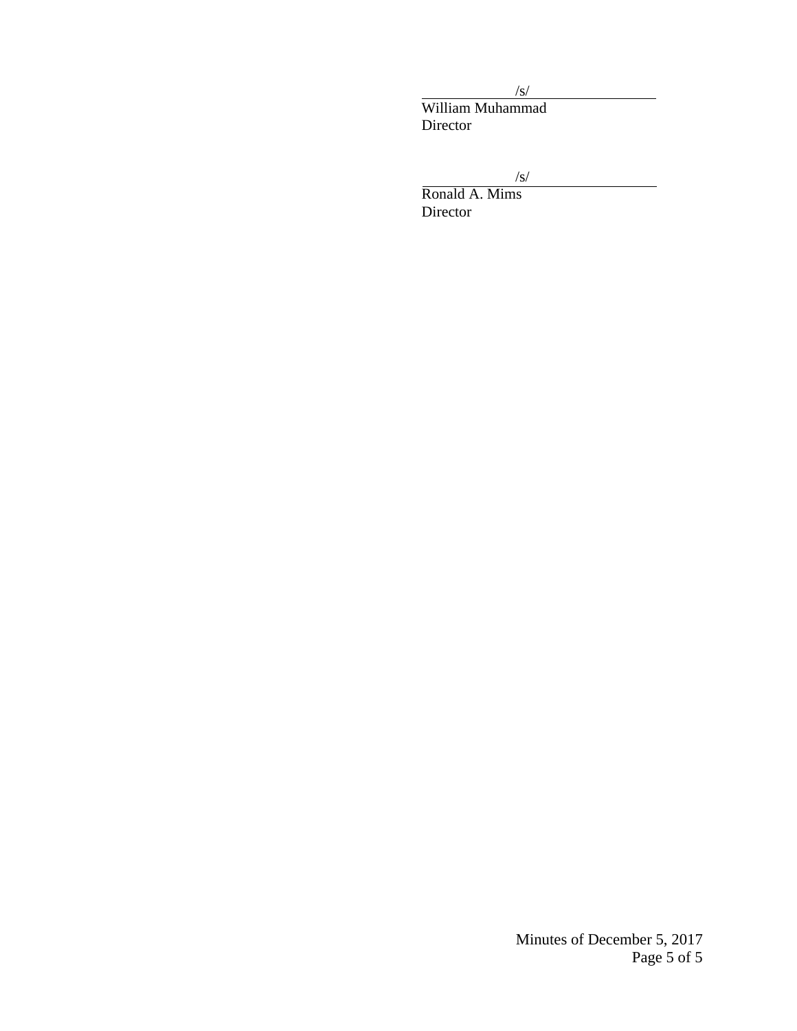/s/

William Muhammad
Director

/s/

Ronald A. Mims
Director